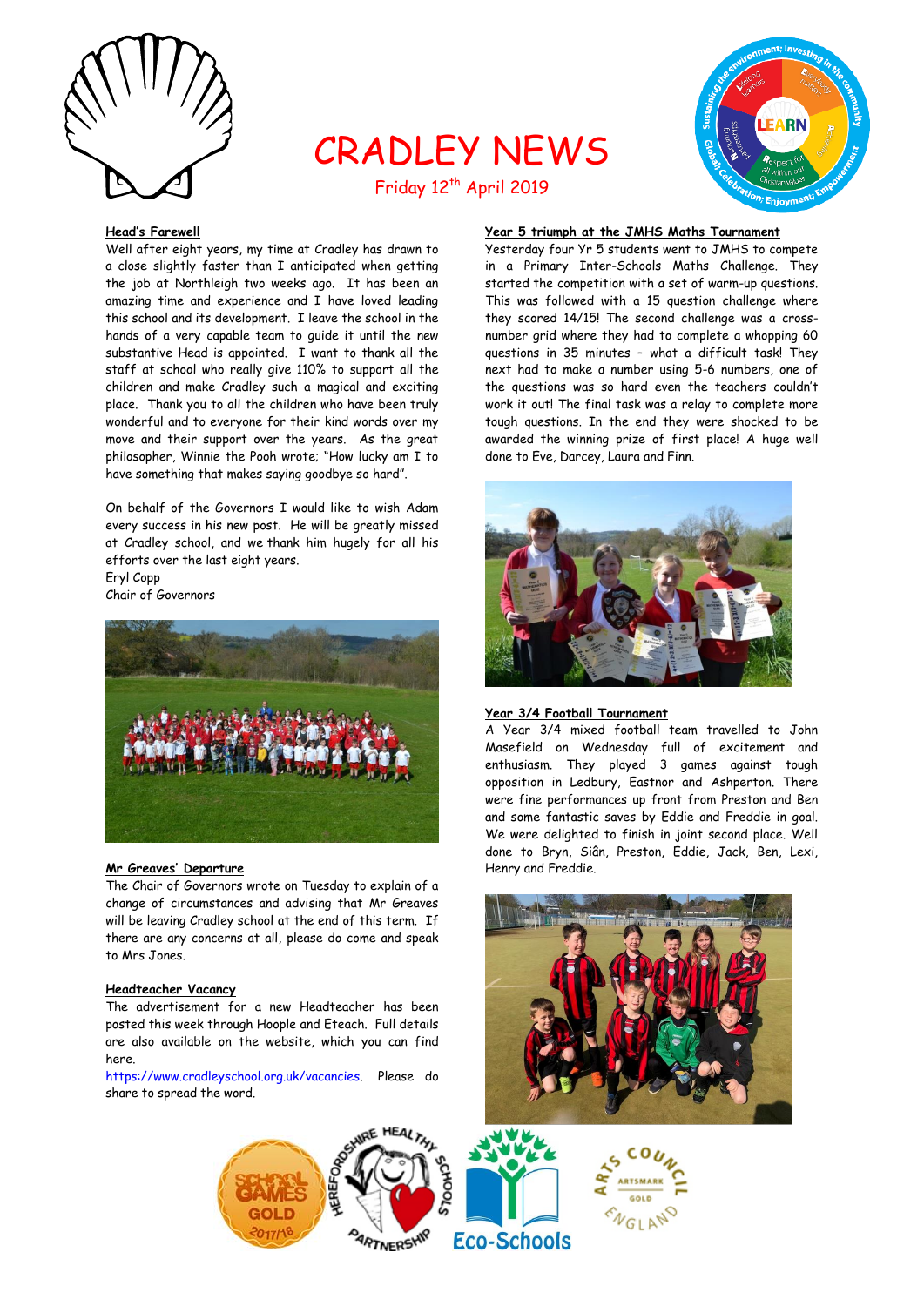# CRADLEY NEWS

Friday 12th April 2019

## Head's Farewell

Well after eight years, my time at Cradley has drawn to a close slightly faster than I anticipated when getting the job at Northleigh two weeks ago. It has been an amazing time and experience and I have loved leading this school and its development. I leave the school in the hands of a very capable team to guide it until the new substantive Head is appointed. I want to thank all the staff at school who really give 110% to support all the children and make Cradley such a magical and exciting place. Thank you to all the children who have been truly wonderful and to everyone for their kind words over my move and their support over the years. As the great philosopher, Winnie the Pooh wrote; "How lucky am I to have something that makes saying goodbye so hard".

On behalf of the Governors I would like to wish Adam every success in his new post. He will be greatly missed at Cradley school, and we thank him hugely for all his efforts over the last eight years.
Eryl Copp
Chair of Governors

## Mr Greaves' Departure

The Chair of Governors wrote on Tuesday to explain of a change of circumstances and advising that Mr Greaves will be leaving Cradley school at the end of this term. If there are any concerns at all, please do come and speak to Mrs Jones.

## Headteacher Vacancy

The advertisement for a new Headteacher has been posted this week through Hoople and Eteach. Full details are also available on the website, which you can find here.
https://www.cradleyschool.org.uk/vacancies. Please do share to spread the word.

## Year 5 triumph at the JMHS Maths Tournament

Yesterday four Yr 5 students went to JMHS to compete in a Primary Inter-Schools Maths Challenge. They started the competition with a set of warm-up questions. This was followed with a 15 question challenge where they scored 14/15! The second challenge was a cross-number grid where they had to complete a whopping 60 questions in 35 minutes – what a difficult task! They next had to make a number using 5-6 numbers, one of the questions was so hard even the teachers couldn't work it out! The final task was a relay to complete more tough questions. In the end they were shocked to be awarded the winning prize of first place! A huge well done to Eve, Darcey, Laura and Finn.

## Year 3/4 Football Tournament

A Year 3/4 mixed football team travelled to John Masefield on Wednesday full of excitement and enthusiasm. They played 3 games against tough opposition in Ledbury, Eastnor and Ashperton. There were fine performances up front from Preston and Ben and some fantastic saves by Eddie and Freddie in goal. We were delighted to finish in joint second place. Well done to Bryn, Siân, Preston, Eddie, Jack, Ben, Lexi, Henry and Freddie.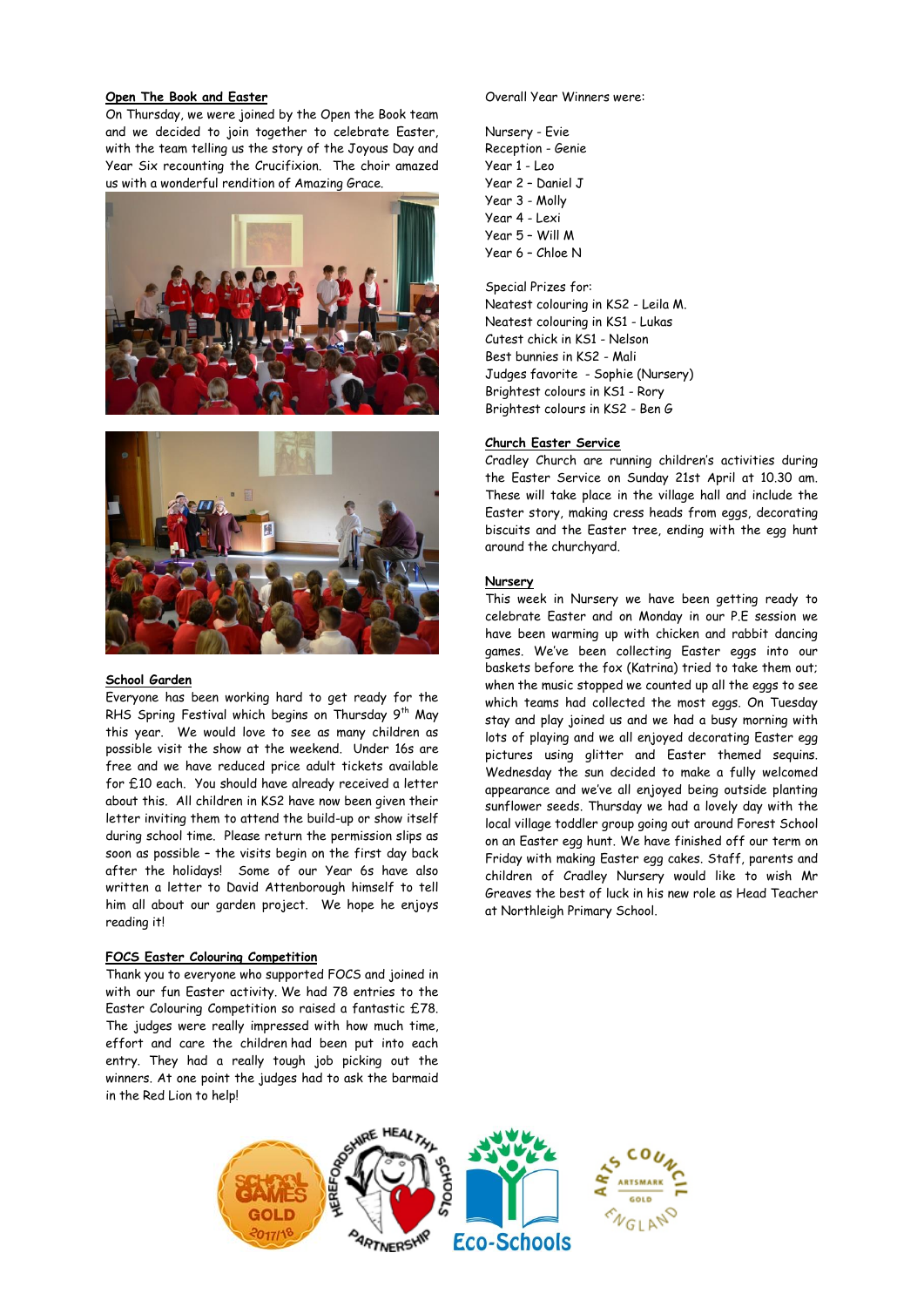## Open The Book and Easter

On Thursday, we were joined by the Open the Book team and we decided to join together to celebrate Easter, with the team telling us the story of the Joyous Day and Year Six recounting the Crucifixion. The choir amazed us with a wonderful rendition of Amazing Grace.

## School Garden

Everyone has been working hard to get ready for the RHS Spring Festival which begins on Thursday 9th May this year. We would love to see as many children as possible visit the show at the weekend. Under 16s are free and we have reduced price adult tickets available for £10 each. You should have already received a letter about this. All children in KS2 have now been given their letter inviting them to attend the build-up or show itself during school time. Please return the permission slips as soon as possible – the visits begin on the first day back after the holidays! Some of our Year 6s have also written a letter to David Attenborough himself to tell him all about our garden project. We hope he enjoys reading it!

## FOCS Easter Colouring Competition

Thank you to everyone who supported FOCS and joined in with our fun Easter activity. We had 78 entries to the Easter Colouring Competition so raised a fantastic £78. The judges were really impressed with how much time, effort and care the children had been put into each entry. They had a really tough job picking out the winners. At one point the judges had to ask the barmaid in the Red Lion to help!

Overall Year Winners were:

Nursery - Evie
Reception - Genie
Year 1 - Leo
Year 2 – Daniel J
Year 3 - Molly
Year 4 - Lexi
Year 5 – Will M
Year 6 – Chloe N

Special Prizes for:
Neatest colouring in KS2 - Leila M.
Neatest colouring in KS1 - Lukas
Cutest chick in KS1 - Nelson
Best bunnies in KS2 - Mali
Judges favorite - Sophie (Nursery)
Brightest colours in KS1 - Rory
Brightest colours in KS2 - Ben G

## Church Easter Service

Cradley Church are running children's activities during the Easter Service on Sunday 21st April at 10.30 am. These will take place in the village hall and include the Easter story, making cress heads from eggs, decorating biscuits and the Easter tree, ending with the egg hunt around the churchyard.

## Nursery

This week in Nursery we have been getting ready to celebrate Easter and on Monday in our P.E session we have been warming up with chicken and rabbit dancing games. We've been collecting Easter eggs into our baskets before the fox (Katrina) tried to take them out; when the music stopped we counted up all the eggs to see which teams had collected the most eggs. On Tuesday stay and play joined us and we had a busy morning with lots of playing and we all enjoyed decorating Easter egg pictures using glitter and Easter themed sequins. Wednesday the sun decided to make a fully welcomed appearance and we've all enjoyed being outside planting sunflower seeds. Thursday we had a lovely day with the local village toddler group going out around Forest School on an Easter egg hunt. We have finished off our term on Friday with making Easter egg cakes. Staff, parents and children of Cradley Nursery would like to wish Mr Greaves the best of luck in his new role as Head Teacher at Northleigh Primary School.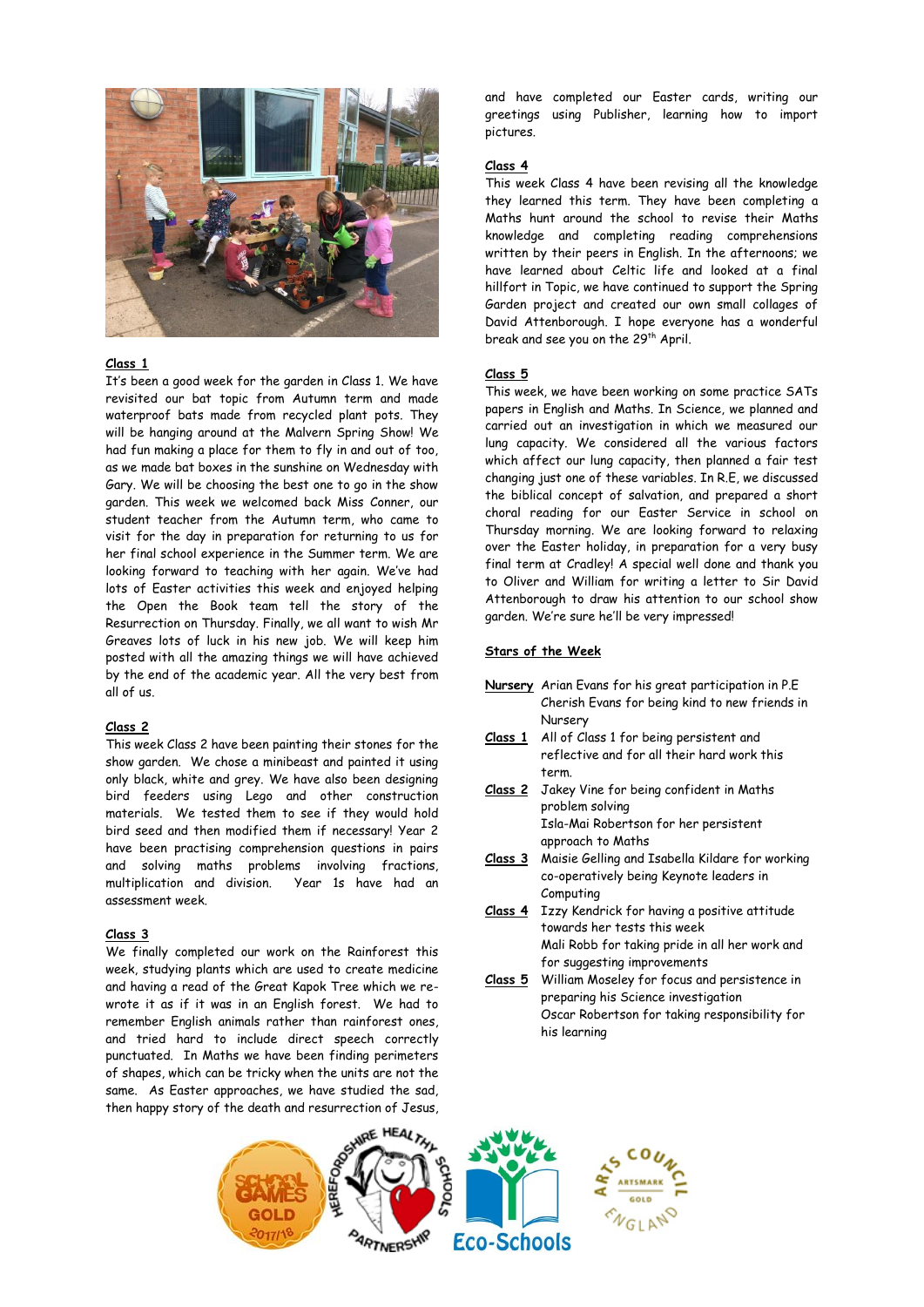### Class 1

It's been a good week for the garden in Class 1. We have revisited our bat topic from Autumn term and made waterproof bats made from recycled plant pots. They will be hanging around at the Malvern Spring Show! We had fun making a place for them to fly in and out of too, as we made bat boxes in the sunshine on Wednesday with Gary. We will be choosing the best one to go in the show garden. This week we welcomed back Miss Conner, our student teacher from the Autumn term, who came to visit for the day in preparation for returning to us for her final school experience in the Summer term. We are looking forward to teaching with her again. We've had lots of Easter activities this week and enjoyed helping the Open the Book team tell the story of the Resurrection on Thursday. Finally, we all want to wish Mr Greaves lots of luck in his new job. We will keep him posted with all the amazing things we will have achieved by the end of the academic year. All the very best from all of us.

### Class 2

This week Class 2 have been painting their stones for the show garden. We chose a minibeast and painted it using only black, white and grey. We have also been designing bird feeders using Lego and other construction materials. We tested them to see if they would hold bird seed and then modified them if necessary! Year 2 have been practising comprehension questions in pairs and solving maths problems involving fractions, multiplication and division. Year 1s have had an assessment week.

### Class 3

We finally completed our work on the Rainforest this week, studying plants which are used to create medicine and having a read of the Great Kapok Tree which we re-wrote it as if it was in an English forest. We had to remember English animals rather than rainforest ones, and tried hard to include direct speech correctly punctuated. In Maths we have been finding perimeters of shapes, which can be tricky when the units are not the same. As Easter approaches, we have studied the sad, then happy story of the death and resurrection of Jesus, and have completed our Easter cards, writing our greetings using Publisher, learning how to import pictures.

### Class 4

This week Class 4 have been revising all the knowledge they learned this term. They have been completing a Maths hunt around the school to revise their Maths knowledge and completing reading comprehensions written by their peers in English. In the afternoons; we have learned about Celtic life and looked at a final hillfort in Topic, we have continued to support the Spring Garden project and created our own small collages of David Attenborough. I hope everyone has a wonderful break and see you on the 29th April.

### Class 5

This week, we have been working on some practice SATs papers in English and Maths. In Science, we planned and carried out an investigation in which we measured our lung capacity. We considered all the various factors which affect our lung capacity, then planned a fair test changing just one of these variables. In R.E, we discussed the biblical concept of salvation, and prepared a short choral reading for our Easter Service in school on Thursday morning. We are looking forward to relaxing over the Easter holiday, in preparation for a very busy final term at Cradley! A special well done and thank you to Oliver and William for writing a letter to Sir David Attenborough to draw his attention to our school show garden. We're sure he'll be very impressed!

### Stars of the Week

**Nursery** Arian Evans for his great participation in P.E
Cherish Evans for being kind to new friends in Nursery

**Class 1** All of Class 1 for being persistent and reflective and for all their hard work this term.

**Class 2** Jakey Vine for being confident in Maths problem solving
Isla-Mai Robertson for her persistent approach to Maths

**Class 3** Maisie Gelling and Isabella Kildare for working co-operatively being Keynote leaders in Computing

**Class 4** Izzy Kendrick for having a positive attitude towards her tests this week
Mali Robb for taking pride in all her work and for suggesting improvements

**Class 5** William Moseley for focus and persistence in preparing his Science investigation
Oscar Robertson for taking responsibility for his learning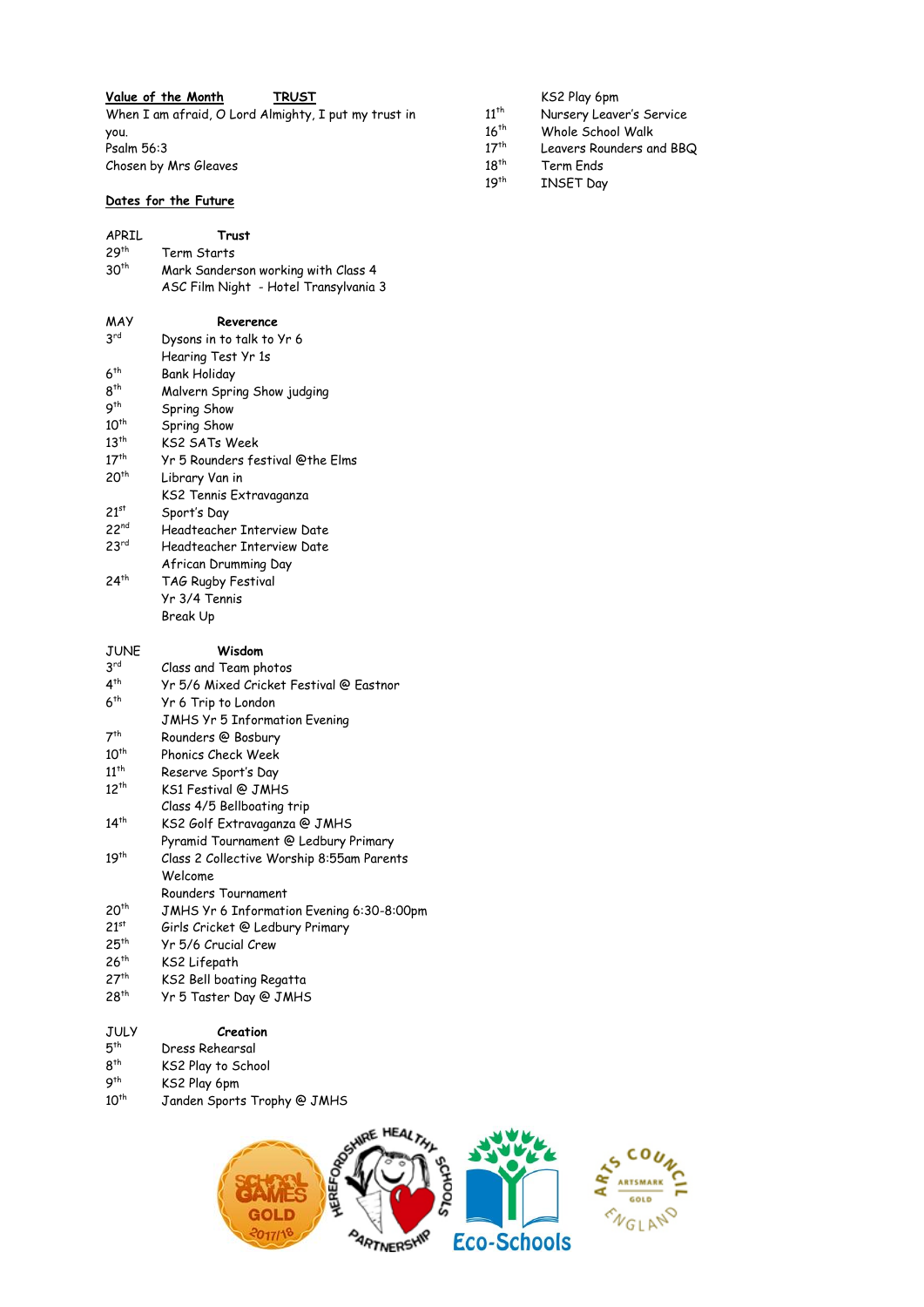**Value of the Month** **TRUST**

When I am afraid, O Lord Almighty, I put my trust in you.
Psalm 56:3
Chosen by Mrs Gleaves

**Dates for the Future**

| | | |
|---|---|---|
| APRIL | | **Trust** |
| 29th | | Term Starts |
| 30th | | Mark Sanderson working with Class 4 |
| | | ASC Film Night - Hotel Transylvania 3 |
| MAY | | **Reverence** |
| 3rd | | Dysons in to talk to Yr 6 |
| | | Hearing Test Yr 1s |
| 6th | | Bank Holiday |
| 8th | | Malvern Spring Show judging |
| 9th | | Spring Show |
| 10th | | Spring Show |
| 13th | | KS2 SATs Week |
| 17th | | Yr 5 Rounders festival @the Elms |
| 20th | | Library Van in |
| | | KS2 Tennis Extravaganza |
| 21st | | Sport's Day |
| 22nd | | Headteacher Interview Date |
| 23rd | | Headteacher Interview Date |
| | | African Drumming Day |
| 24th | | TAG Rugby Festival |
| | | Yr 3/4 Tennis |
| | | Break Up |
| JUNE | | **Wisdom** |
| 3rd | | Class and Team photos |
| 4th | | Yr 5/6 Mixed Cricket Festival @ Eastnor |
| 6th | | Yr 6 Trip to London |
| | | JMHS Yr 5 Information Evening |
| 7th | | Rounders @ Bosbury |
| 10th | | Phonics Check Week |
| 11th | | Reserve Sport's Day |
| 12th | | KS1 Festival @ JMHS |
| | | Class 4/5 Bellboating trip |
| 14th | | KS2 Golf Extravaganza @ JMHS |
| | | Pyramid Tournament @ Ledbury Primary |
| 19th | | Class 2 Collective Worship 8:55am Parents Welcome |
| | | Rounders Tournament |
| 20th | | JMHS Yr 6 Information Evening 6:30-8:00pm |
| 21st | | Girls Cricket @ Ledbury Primary |
| 25th | | Yr 5/6 Crucial Crew |
| 26th | | KS2 Lifepath |
| 27th | | KS2 Bell boating Regatta |
| 28th | | Yr 5 Taster Day @ JMHS |
| JULY | | **Creation** |
| 5th | | Dress Rehearsal |
| 8th | | KS2 Play to School |
| 9th | | KS2 Play 6pm |
| 10th | | Janden Sports Trophy @ JMHS |
| | | KS2 Play 6pm |
| 11th | | Nursery Leaver's Service |
| 16th | | Whole School Walk |
| 17th | | Leavers Rounders and BBQ |
| 18th | | Term Ends |
| 19th | | INSET Day |

SCHOOL GAMES GOLD 2017/18

HEREFORDSHIRE HEALTHY SCHOOLS PARTNERSHIP

Eco-Schools

ARTS COUNCIL ENGLAND ARTSMARK GOLD